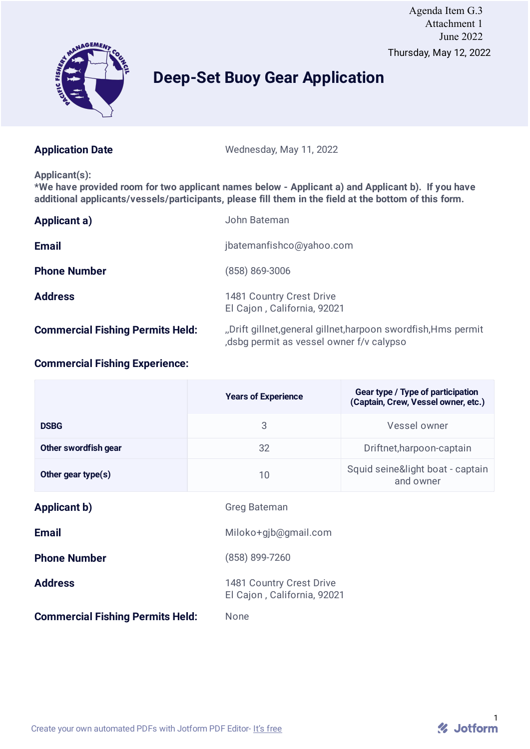Agenda Item G.3
Attachment 1
June 2022

Thursday, May 12, 2022

# Deep-Set Buoy Gear Application

**Application Date** Wednesday, May 11, 2022

**Applicant(s):**
**\*We have provided room for two applicant names below - Applicant a) and Applicant b). If you have additional applicants/vessels/participants, please fill them in the field at the bottom of this form.**

**Applicant a)** John Bateman

**Email** jbatemanfishco@yahoo.com

**Phone Number** (858) 869-3006

**Address** 1481 Country Crest Drive
El Cajon , California, 92021

**Commercial Fishing Permits Held:** ,,Drift gillnet,general gillnet,harpoon swordfish,Hms permit ,dsbg permit as vessel owner f/v calypso

**Commercial Fishing Experience:**

| | Years of Experience | Gear type / Type of participation (Captain, Crew, Vessel owner, etc.) |
|---|---|---|
| DSBG | 3 | Vessel owner |
| Other swordfish gear | 32 | Driftnet,harpoon-captain |
| Other gear type(s) | 10 | Squid seine&light boat - captain and owner |

**Applicant b)** Greg Bateman

**Email** Miloko+gjb@gmail.com

**Phone Number** (858) 899-7260

**Address** 1481 Country Crest Drive
El Cajon , California, 92021

**Commercial Fishing Permits Held:** None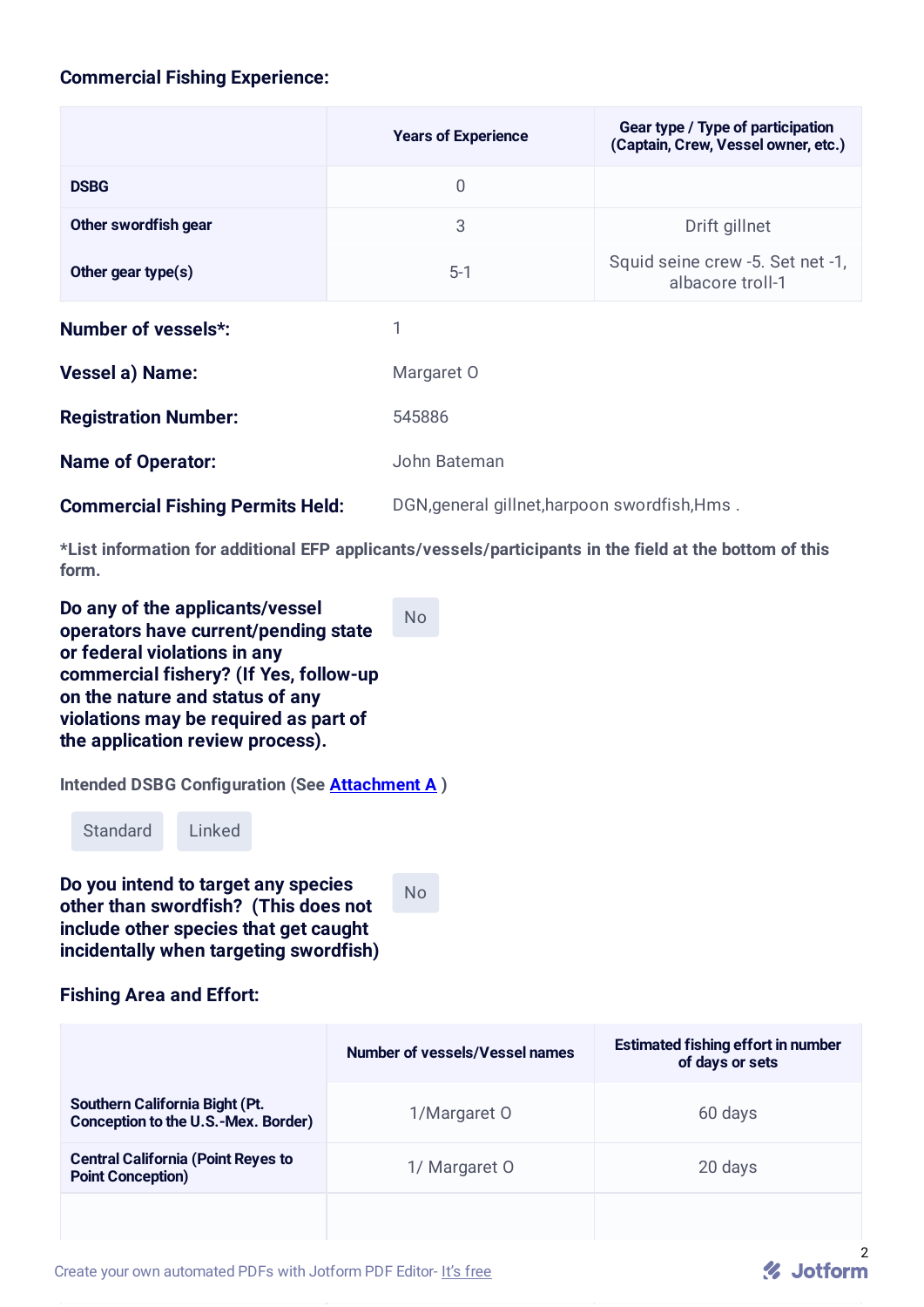### Commercial Fishing Experience:

| | Years of Experience | Gear type / Type of participation (Captain, Crew, Vessel owner, etc.) |
|---|---|---|
| **DSBG** | 0 | |
| **Other swordfish gear** | 3 | Drift gillnet |
| **Other gear type(s)** | 5-1 | Squid seine crew -5. Set net -1, albacore troll-1 |

**Number of vessels*:** 1

**Vessel a) Name:** Margaret O

**Registration Number:** 545886

**Name of Operator:** John Bateman

**Commercial Fishing Permits Held:** DGN,general gillnet,harpoon swordfish,Hms .

***List information for additional EFP applicants/vessels/participants in the field at the bottom of this form.**

**Do any of the applicants/vessel operators have current/pending state or federal violations in any commercial fishery? (If Yes, follow-up on the nature and status of any violations may be required as part of the application review process).**

No

**Intended DSBG Configuration (See [Attachment A](#) )**

Standard Linked

**Do you intend to target any species other than swordfish? (This does not include other species that get caught incidentally when targeting swordfish)**

No

### Fishing Area and Effort:

| | Number of vessels/Vessel names | Estimated fishing effort in number of days or sets |
|---|---|---|
| **Southern California Bight (Pt. Conception to the U.S.-Mex. Border)** | 1/Margaret O | 60 days |
| **Central California (Point Reyes to Point Conception)** | 1/ Margaret O | 20 days |
| | | |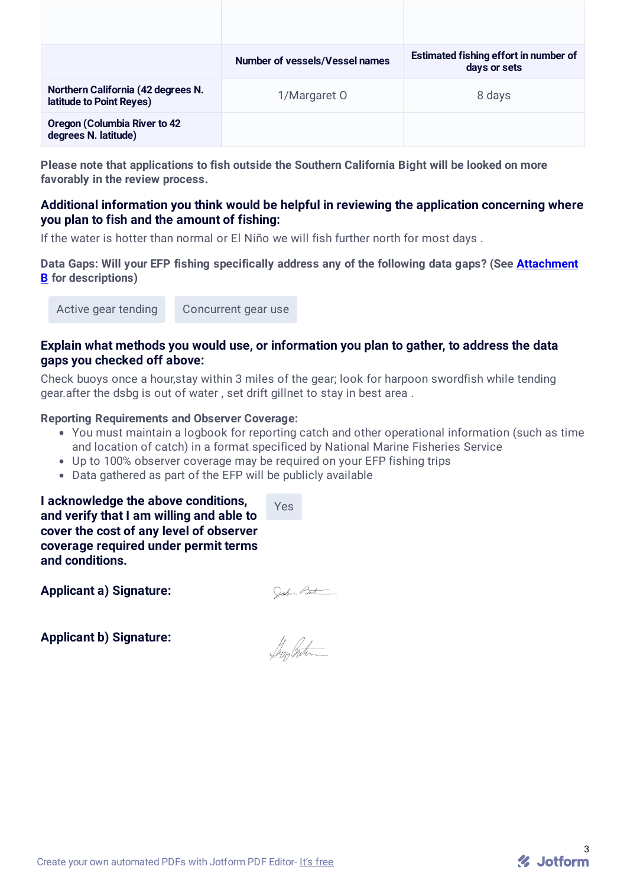| | Number of vessels/Vessel names | Estimated fishing effort in number of days or sets |
|---|---|---|
| Northern California (42 degrees N. latitude to Point Reyes) | 1/Margaret O | 8 days |
| Oregon (Columbia River to 42 degrees N. latitude) | | |

**Please note that applications to fish outside the Southern California Bight will be looked on more favorably in the review process.**

### Additional information you think would be helpful in reviewing the application concerning where you plan to fish and the amount of fishing:

If the water is hotter than normal or El Niño we will fish further north for most days .

**Data Gaps: Will your EFP fishing specifically address any of the following data gaps? (See Attachment B for descriptions)**

Active gear tending

Concurrent gear use

### Explain what methods you would use, or information you plan to gather, to address the data gaps you checked off above:

Check buoys once a hour,stay within 3 miles of the gear; look for harpoon swordfish while tending gear.after the dsbg is out of water , set drift gillnet to stay in best area .

**Reporting Requirements and Observer Coverage:**

- You must maintain a logbook for reporting catch and other operational information (such as time and location of catch) in a format specificed by National Marine Fisheries Service
- Up to 100% observer coverage may be required on your EFP fishing trips
- Data gathered as part of the EFP will be publicly available

**I acknowledge the above conditions, and verify that I am willing and able to cover the cost of any level of observer coverage required under permit terms and conditions.**

Yes

**Applicant a) Signature:**

**Applicant b) Signature:**